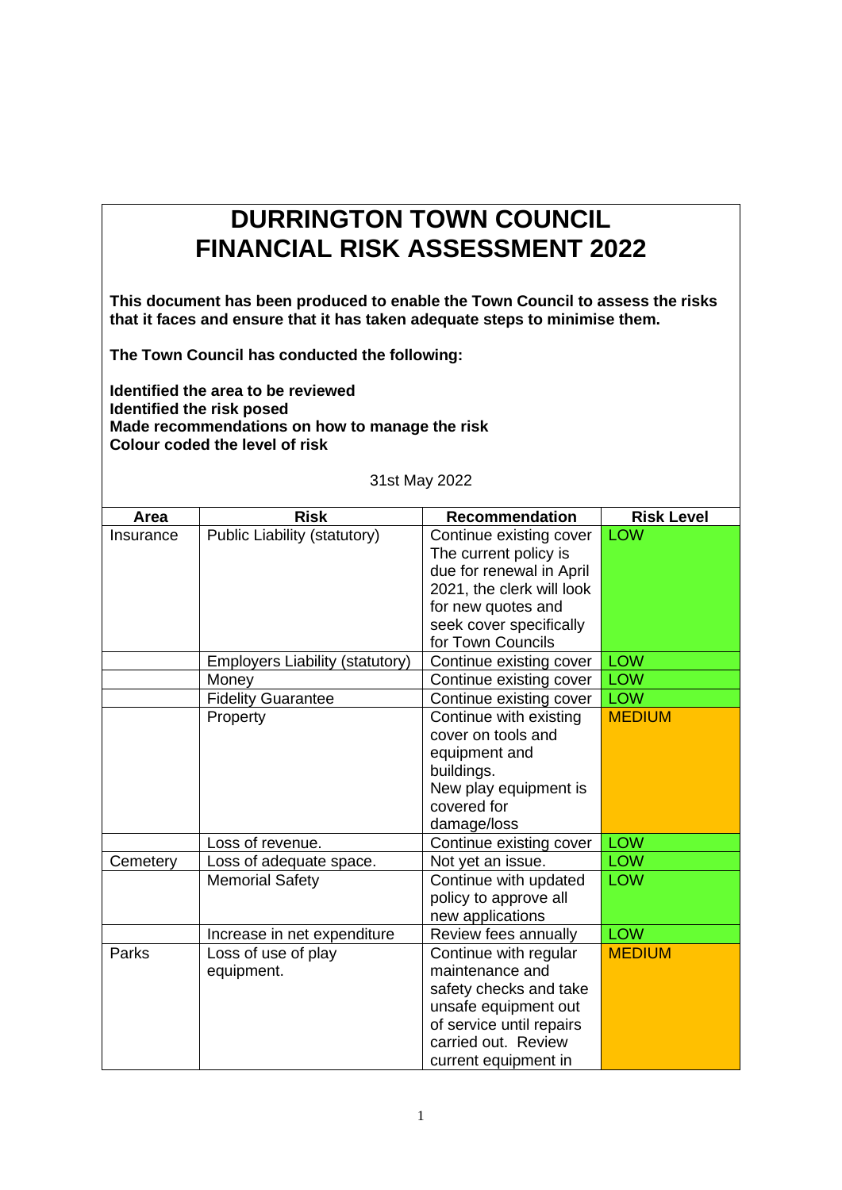# DURRINGTON TOWN COUNCIL
# FINANCIAL RISK ASSESSMENT 2022

**This document has been produced to enable the Town Council to assess the risks that it faces and ensure that it has taken adequate steps to minimise them.**

**The Town Council has conducted the following:**

**Identified the area to be reviewed**
**Identified the risk posed**
**Made recommendations on how to manage the risk**
**Colour coded the level of risk**

31st May 2022

| Area | Risk | Recommendation | Risk Level |
|---|---|---|---|
| Insurance | Public Liability (statutory) | Continue existing cover The current policy is due for renewal in April 2021, the clerk will look for new quotes and seek cover specifically for Town Councils | LOW |
| | Employers Liability (statutory) | Continue existing cover | LOW |
| | Money | Continue existing cover | LOW |
| | Fidelity Guarantee | Continue existing cover | LOW |
| | Property | Continue with existing cover on tools and equipment and buildings. New play equipment is covered for damage/loss | MEDIUM |
| | Loss of revenue. | Continue existing cover | LOW |
| Cemetery | Loss of adequate space. | Not yet an issue. | LOW |
| | Memorial Safety | Continue with updated policy to approve all new applications | LOW |
| | Increase in net expenditure | Review fees annually | LOW |
| Parks | Loss of use of play equipment. | Continue with regular maintenance and safety checks and take unsafe equipment out of service until repairs carried out. Review current equipment in | MEDIUM |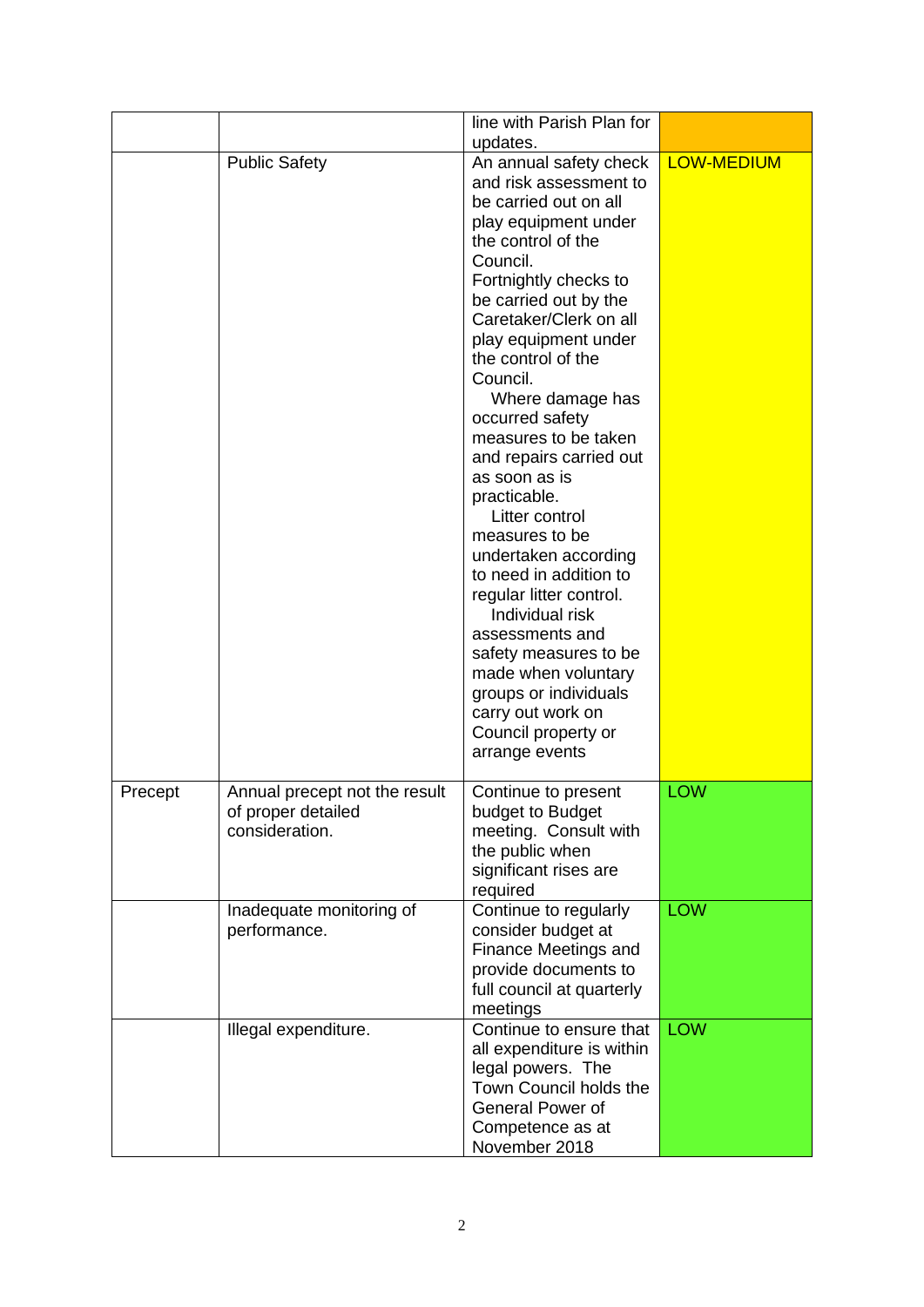| | | | |
|---|---|---|---|
| | | line with Parish Plan for updates. | |
| | Public Safety | An annual safety check and risk assessment to be carried out on all play equipment under the control of the Council. Fortnightly checks to be carried out by the Caretaker/Clerk on all play equipment under the control of the Council. Where damage has occurred safety measures to be taken and repairs carried out as soon as is practicable. Litter control measures to be undertaken according to need in addition to regular litter control. Individual risk assessments and safety measures to be made when voluntary groups or individuals carry out work on Council property or arrange events | LOW-MEDIUM |
| Precept | Annual precept not the result of proper detailed consideration. | Continue to present budget to Budget meeting. Consult with the public when significant rises are required | LOW |
| | Inadequate monitoring of performance. | Continue to regularly consider budget at Finance Meetings and provide documents to full council at quarterly meetings | LOW |
| | Illegal expenditure. | Continue to ensure that all expenditure is within legal powers. The Town Council holds the General Power of Competence as at November 2018 | LOW |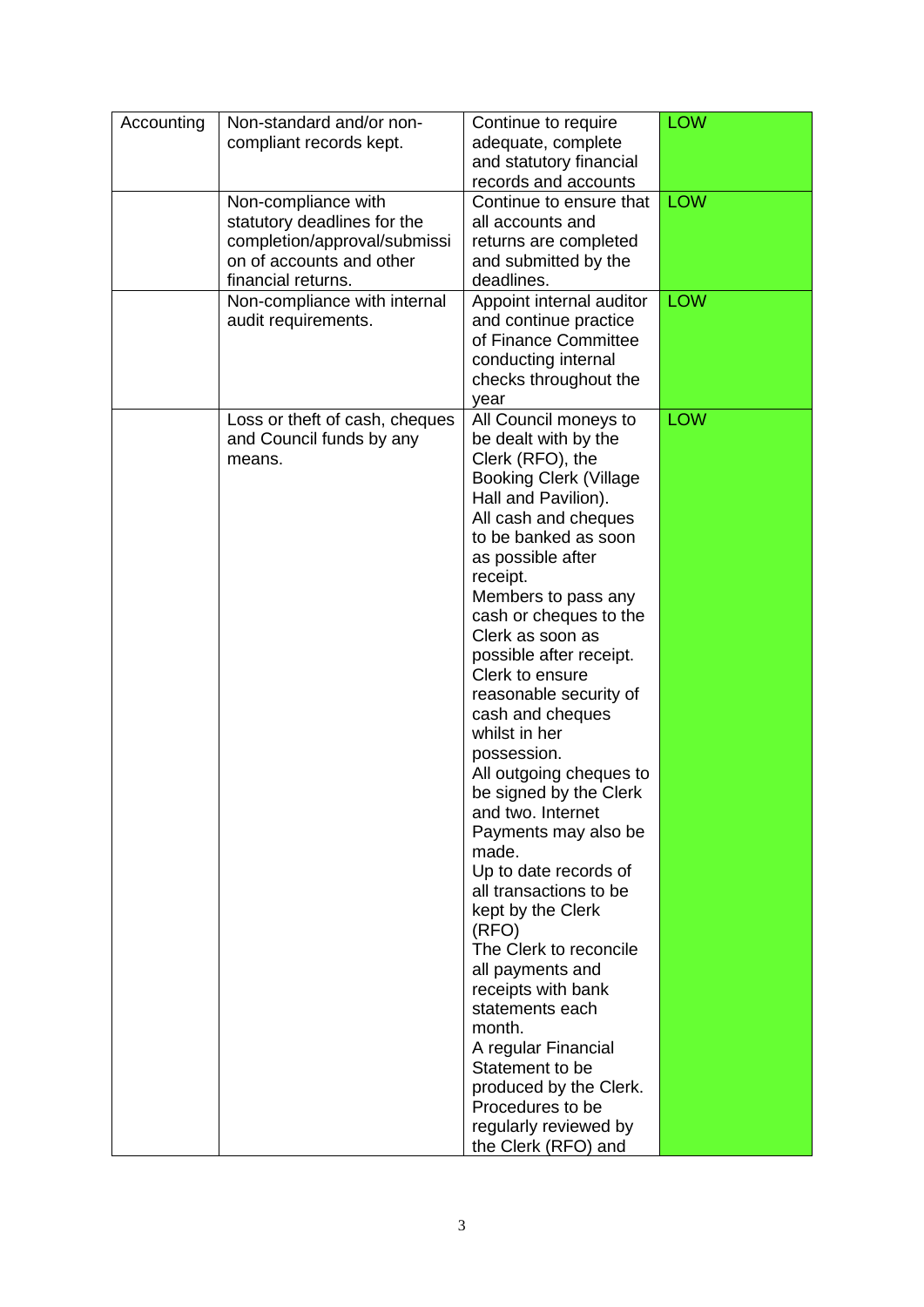| | | | |
|---|---|---|---|
| Accounting | Non-standard and/or non-compliant records kept. | Continue to require adequate, complete and statutory financial records and accounts | LOW |
| | Non-compliance with statutory deadlines for the completion/approval/submission of accounts and other financial returns. | Continue to ensure that all accounts and returns are completed and submitted by the deadlines. | LOW |
| | Non-compliance with internal audit requirements. | Appoint internal auditor and continue practice of Finance Committee conducting internal checks throughout the year | LOW |
| | Loss or theft of cash, cheques and Council funds by any means. | All Council moneys to be dealt with by the Clerk (RFO), the Booking Clerk (Village Hall and Pavilion). All cash and cheques to be banked as soon as possible after receipt. Members to pass any cash or cheques to the Clerk as soon as possible after receipt. Clerk to ensure reasonable security of cash and cheques whilst in her possession. All outgoing cheques to be signed by the Clerk and two. Internet Payments may also be made. Up to date records of all transactions to be kept by the Clerk (RFO) The Clerk to reconcile all payments and receipts with bank statements each month. A regular Financial Statement to be produced by the Clerk. Procedures to be regularly reviewed by the Clerk (RFO) and | LOW |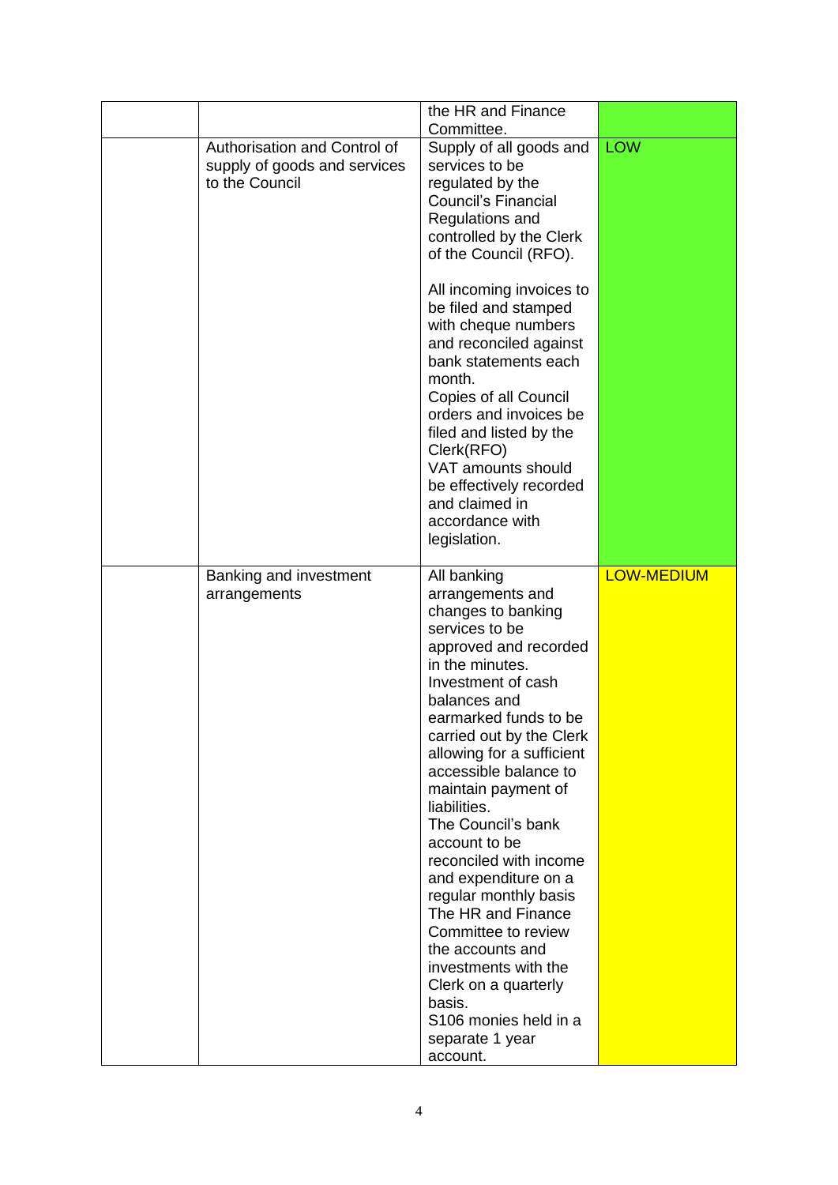| | | | |
|---|---|---|---|
| | | the HR and Finance Committee. | |
| | Authorisation and Control of supply of goods and services to the Council | Supply of all goods and services to be regulated by the Council's Financial Regulations and controlled by the Clerk of the Council (RFO).<br><br>All incoming invoices to be filed and stamped with cheque numbers and reconciled against bank statements each month.<br>Copies of all Council orders and invoices be filed and listed by the Clerk(RFO)<br>VAT amounts should be effectively recorded and claimed in accordance with legislation. | LOW |
| | Banking and investment arrangements | All banking arrangements and changes to banking services to be approved and recorded in the minutes.<br>Investment of cash balances and earmarked funds to be carried out by the Clerk allowing for a sufficient accessible balance to maintain payment of liabilities.<br>The Council's bank account to be reconciled with income and expenditure on a regular monthly basis<br>The HR and Finance Committee to review the accounts and investments with the Clerk on a quarterly basis.<br>S106 monies held in a separate 1 year account. | LOW-MEDIUM |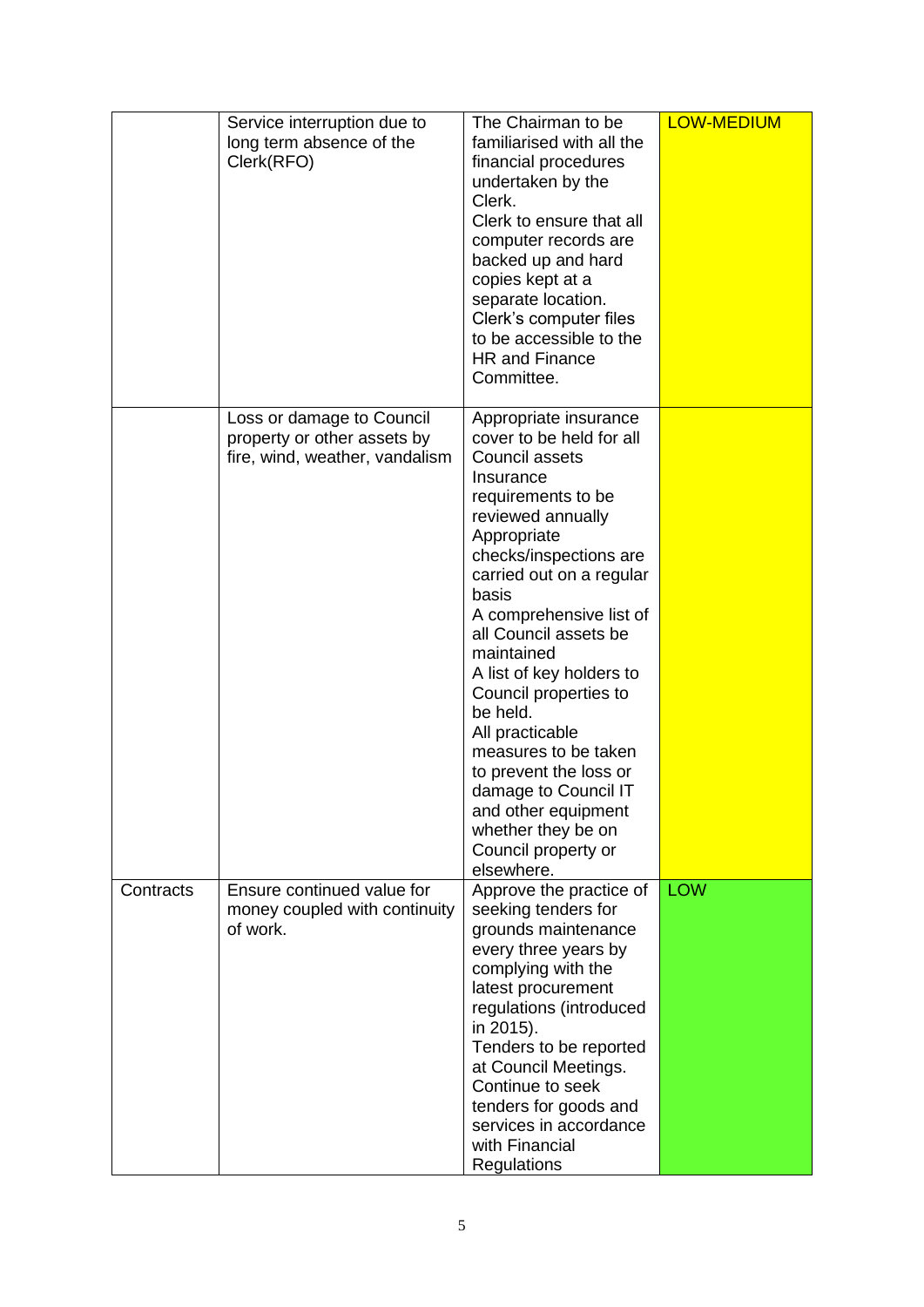| | | | |
|---|---|---|---|
| | Service interruption due to long term absence of the Clerk(RFO) | The Chairman to be familiarised with all the financial procedures undertaken by the Clerk.<br>Clerk to ensure that all computer records are backed up and hard copies kept at a separate location.<br>Clerk's computer files to be accessible to the HR and Finance Committee. | LOW-MEDIUM |
| | Loss or damage to Council property or other assets by fire, wind, weather, vandalism | Appropriate insurance cover to be held for all Council assets<br>Insurance requirements to be reviewed annually<br>Appropriate checks/inspections are carried out on a regular basis<br>A comprehensive list of all Council assets be maintained<br>A list of key holders to Council properties to be held.<br>All practicable measures to be taken to prevent the loss or damage to Council IT and other equipment whether they be on Council property or elsewhere. | |
| Contracts | Ensure continued value for money coupled with continuity of work. | Approve the practice of seeking tenders for grounds maintenance every three years by complying with the latest procurement regulations (introduced in 2015).<br>Tenders to be reported at Council Meetings.<br>Continue to seek tenders for goods and services in accordance with Financial Regulations | LOW |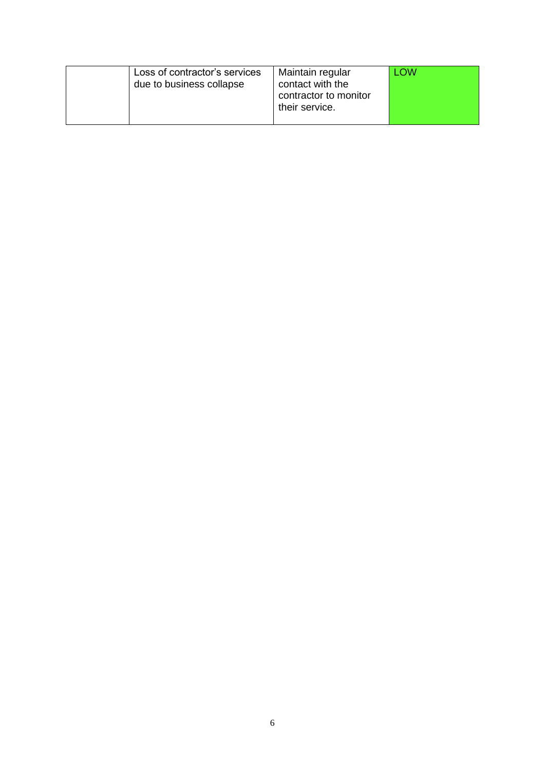| | | | |
|---|---|---|---|
| | Loss of contractor's services due to business collapse | Maintain regular contact with the contractor to monitor their service. | LOW |